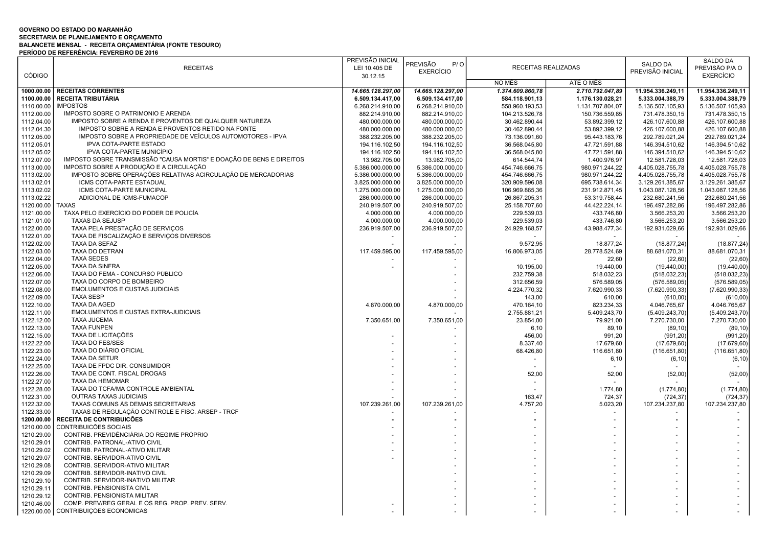**GOVERNO DO ESTADO DO MARANHÃO**
**SECRETARIA DE PLANEJAMENTO E ORÇAMENTO**
**BALANCETE MENSAL - RECEITA ORÇAMENTÁRIA (FONTE TESOURO)**
**PERÍODO DE REFERÊNCIA: FEVEREIRO DE 2016**

| CÓDIGO | RECEITAS | PREVISÃO INICIAL LEI 10.405 DE 30.12.15 | PREVISÃO P/O EXERCÍCIO | RECEITAS REALIZADAS | | SALDO DA PREVISÃO INICIAL | SALDO DA PREVISÃO P/A O EXERCÍCIO |
|---|---|---|---|---|---|---|---|
| | | | | NO MÊS | ATÉ O MÊS | | |
| **1000.00.00** | **RECEITAS CORRENTES** | ***14.665.128.297,00*** | ***14.665.128.297,00*** | ***1.374.609.860,78*** | ***2.710.792.047,89*** | **11.954.336.249,11** | **11.954.336.249,11** |
| **1100.00.00** | **RECEITA TRIBUTÁRIA** | 6.509.134.417,00 | 6.509.134.417,00 | 584.118.901,13 | 1.176.130.028,21 | 5.333.004.388,79 | 5.333.004.388,79 |
| 1110.00.00 | IMPOSTOS | 6.268.214.910,00 | 6.268.214.910,00 | 558.960.193,53 | 1.131.707.804,07 | 5.136.507.105,93 | 5.136.507.105,93 |
| 1112.00.00 | IMPOSTO SOBRE O PATRIMONIO E ARENDA | 882.214.910,00 | 882.214.910,00 | 104.213.526,78 | 150.736.559,85 | 731.478.350,15 | 731.478.350,15 |
| 1112.04.00 | IMPOSTO SOBRE A RENDA E PROVENTOS DE QUALQUER NATUREZA | 480.000.000,00 | 480.000.000,00 | 30.462.890,44 | 53.892.399,12 | 426.107.600,88 | 426.107.600,88 |
| 1112.04.30 | IMPOSTO SOBRE A RENDA E PROVENTOS RETIDO NA FONTE | 480.000.000,00 | 480.000.000,00 | 30.462.890,44 | 53.892.399,12 | 426.107.600,88 | 426.107.600,88 |
| 1112.05.00 | IMPOSTO SOBRE A PROPRIEDADE DE VEÍCULOS AUTOMOTORES - IPVA | 388.232.205,00 | 388.232.205,00 | 73.136.091,60 | 95.443.183,76 | 292.789.021,24 | 292.789.021,24 |
| 1112.05.01 | IPVA COTA-PARTE ESTADO | 194.116.102,50 | 194.116.102,50 | 36.568.045,80 | 47.721.591,88 | 146.394.510,62 | 146.394.510,62 |
| 1112.05.02 | IPVA COTA-PARTE MUNICÍPIO | 194.116.102,50 | 194.116.102,50 | 36.568.045,80 | 47.721.591,88 | 146.394.510,62 | 146.394.510,62 |
| 1112.07.00 | IMPOSTO SOBRE TRANSMISSÃO "CAUSA MORTIS" E DOAÇÃO DE BENS E DIREITOS | 13.982.705,00 | 13.982.705,00 | 614.544,74 | 1.400.976,97 | 12.581.728,03 | 12.581.728,03 |
| 1113.00.00 | IMPOSTO SOBRE A PRODUÇÃO E A CIRCULAÇÃO | 5.386.000.000,00 | 5.386.000.000,00 | 454.746.666,75 | 980.971.244,22 | 4.405.028.755,78 | 4.405.028.755,78 |
| 1113.02.00 | IMPOSTO SOBRE OPERAÇÕES RELATIVAS ACIRCULAÇÃO DE MERCADORIAS | 5.386.000.000,00 | 5.386.000.000,00 | 454.746.666,75 | 980.971.244,22 | 4.405.028.755,78 | 4.405.028.755,78 |
| 1113.02.01 | ICMS COTA-PARTE ESTADUAL | 3.825.000.000,00 | 3.825.000.000,00 | 320.909.596,08 | 695.738.614,34 | 3.129.261.385,67 | 3.129.261.385,67 |
| 1113.02.02 | ICMS COTA-PARTE MUNICIPAL | 1.275.000.000,00 | 1.275.000.000,00 | 106.969.865,36 | 231.912.871,45 | 1.043.087.128,56 | 1.043.087.128,56 |
| 1113.02.22 | ADICIONAL DE ICMS-FUMACOP | 286.000.000,00 | 286.000.000,00 | 26.867.205,31 | 53.319.758,44 | 232.680.241,56 | 232.680.241,56 |
| 1120.00.00 | TAXAS | 240.919.507,00 | 240.919.507,00 | 25.158.707,60 | 44.422.224,14 | 196.497.282,86 | 196.497.282,86 |
| 1121.00.00 | TAXA PELO EXERCÍCIO DO PODER DE POLICÍA | 4.000.000,00 | 4.000.000,00 | 229.539,03 | 433.746,80 | 3.566.253,20 | 3.566.253,20 |
| 1121.01.00 | TAXAS DA SEJUSP | 4.000.000,00 | 4.000.000,00 | 229.539,03 | 433.746,80 | 3.566.253,20 | 3.566.253,20 |
| 1122.00.00 | TAXA PELA PRESTAÇÃO DE SERVIÇOS | 236.919.507,00 | 236.919.507,00 | 24.929.168,57 | 43.988.477,34 | 192.931.029,66 | 192.931.029,66 |
| 1122.01.00 | TAXA DE FISCALIZAÇÃO E SERVIÇOS DIVERSOS | - | - | - | - | - | - |
| 1122.02.00 | TAXA DA SEFAZ | - | - | 9.572,95 | 18.877,24 | (18.877,24) | (18.877,24) |
| 1122.03.00 | TAXA DO DETRAN | 117.459.595,00 | 117.459.595,00 | 16.806.973,05 | 28.778.524,69 | 88.681.070,31 | 88.681.070,31 |
| 1122.04.00 | TAXA SEDES | - | - | - | 22,60 | (22,60) | (22,60) |
| 1122.05.00 | TAXA DA SINFRA | - | - | 10.195,00 | 19.440,00 | (19.440,00) | (19.440,00) |
| 1122.06.00 | TAXA DO FEMA - CONCURSO PÚBLICO | | - | 232.759,38 | 518.032,23 | (518.032,23) | (518.032,23) |
| 1122.07.00 | TAXA DO CORPO DE BOMBEIRO | | - | 312.656,59 | 576.589,05 | (576.589,05) | (576.589,05) |
| 1122.08.00 | EMOLUMENTOS E CUSTAS JUDICIAIS | | - | 4.224.770,32 | 7.620.990,33 | (7.620.990,33) | (7.620.990,33) |
| 1122.09.00 | TAXA SESP | | - | 143,00 | 610,00 | (610,00) | (610,00) |
| 1122.10.00 | TAXA DA AGED | 4.870.000,00 | 4.870.000,00 | 470.164,10 | 823.234,33 | 4.046.765,67 | 4.046.765,67 |
| 1122.11.00 | EMOLUMENTOS E CUSTAS EXTRA-JUDICIAIS | | - | 2.755.881,21 | 5.409.243,70 | (5.409.243,70) | (5.409.243,70) |
| 1122.12.00 | TAXA JUCEMA | 7.350.651,00 | 7.350.651,00 | 23.854,00 | 79.921,00 | 7.270.730,00 | 7.270.730,00 |
| 1122.13.00 | TAXA FUNPEN | | - | 6,10 | 89,10 | (89,10) | (89,10) |
| 1122.15.00 | TAXA DE LICITAÇÕES | - | - | 456,00 | 991,20 | (991,20) | (991,20) |
| 1122.22.00 | TAXA DO FES/SES | - | - | 8.337,40 | 17.679,60 | (17.679,60) | (17.679,60) |
| 1122.23.00 | TAXA DO DIÁRIO OFICIAL | - | - | 68.426,80 | 116.651,80 | (116.651,80) | (116.651,80) |
| 1122.24.00 | TAXA DA SETUR | - | - | - | 6,10 | (6,10) | (6,10) |
| 1122.25.00 | TAXA DE FPDC DIR. CONSUMIDOR | - | - | - | - | - | - |
| 1122.26.00 | TAXA DE CONT. FISCAL DROGAS | - | - | 52,00 | 52,00 | (52,00) | (52,00) |
| 1122.27.00 | TAXA DA HEMOMAR | - | - | - | - | - | - |
| 1122.28.00 | TAXA DO TCFA/MA CONTROLE AMBIENTAL | - | - | - | 1.774,80 | (1.774,80) | (1.774,80) |
| 1122.31.00 | OUTRAS TAXAS JUDICIAIS | - | - | 163,47 | 724,37 | (724,37) | (724,37) |
| 1122.32.00 | TAXAS COMUNS ÀS DEMAIS SECRETARIAS | 107.239.261,00 | 107.239.261,00 | 4.757,20 | 5.023,20 | 107.234.237,80 | 107.234.237,80 |
| 1122.33.00 | TAXAS DE REGULAÇÃO CONTROLE E FISC. ARSEP - TRCF | - | - | - | - | - | - |
| **1200.00.00** | **RECEITA DE CONTRIBUICÕES** | - | - | - | - | - | - |
| 1210.00.00 | CONTRIBUICÕES SOCIAIS | - | - | - | - | - | - |
| 1210.29.00 | CONTRIB. PREVIDÊNCIÁRIA DO REGIME PRÓPRIO | - | - | - | - | - | - |
| 1210.29.01 | CONTRIB. PATRONAL-ATIVO CIVIL | - | - | - | - | - | - |
| 1210.29.02 | CONTRIB. PATRONAL-ATIVO MILITAR | - | - | - | - | - | - |
| 1210.29.07 | CONTRIB. SERVIDOR-ATIVO CIVIL | - | - | - | - | - | - |
| 1210.29.08 | CONTRIB. SERVIDOR-ATIVO MILITAR | | - | - | - | - | - |
| 1210.29.09 | CONTRIB. SERVIDOR-INATIVO CIVIL | | - | - | - | - | - |
| 1210.29.10 | CONTRIB. SERVIDOR-INATIVO MILITAR | | - | - | - | - | - |
| 1210.29.11 | CONTRIB. PENSIONISTA CIVIL | | - | - | - | - | - |
| 1210.29.12 | CONTRIB. PENSIONISTA MILITAR | | - | - | - | - | - |
| 1210.46.00 | COMP. PREV/REG GERAL E OS REG. PROP. PREV. SERV. | - | - | - | - | - | - |
| 1220.00.00 | CONTRIBUIÇÕES ECONÔMICAS | - | - | - | - | - | - |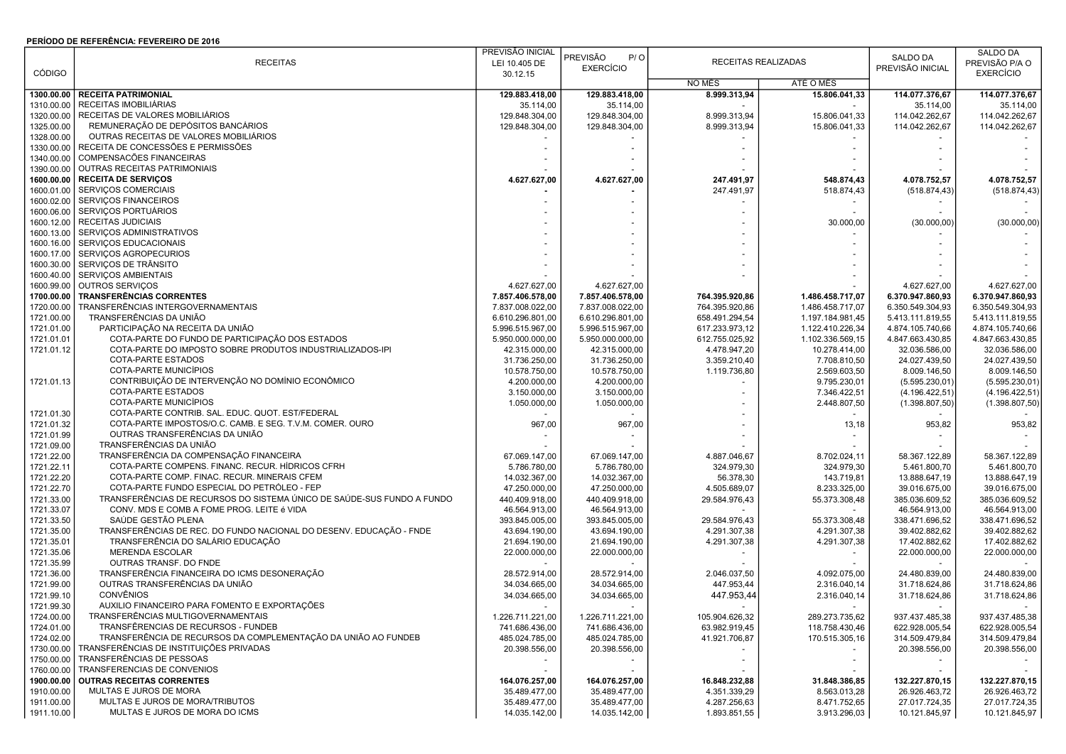**PERÍODO DE REFERÊNCIA: FEVEREIRO DE 2016**

| CÓDIGO | RECEITAS | PREVISÃO INICIAL LEI 10.405 DE 30.12.15 | PREVISÃO P/O EXERCÍCIO | RECEITAS REALIZADAS | | SALDO DA PREVISÃO INICIAL | SALDO DA PREVISÃO P/A O EXERCÍCIO |
|---|---|---|---|---|---|---|---|
| | | | | NO MÊS | ATÉ O MÊS | | |
| **1300.00.00** | **RECEITA PATRIMONIAL** | **129.883.418,00** | **129.883.418,00** | **8.999.313,94** | **15.806.041,33** | **114.077.376,67** | **114.077.376,67** |
| 1310.00.00 | RECEITAS IMOBILIÁRIAS | 35.114,00 | 35.114,00 | - | - | 35.114,00 | 35.114,00 |
| 1320.00.00 | RECEITAS DE VALORES MOBILIÁRIOS | 129.848.304,00 | 129.848.304,00 | 8.999.313,94 | 15.806.041,33 | 114.042.262,67 | 114.042.262,67 |
| 1325.00.00 | REMUNERAÇÃO DE DEPÓSITOS BANCÁRIOS | 129.848.304,00 | 129.848.304,00 | 8.999.313,94 | 15.806.041,33 | 114.042.262,67 | 114.042.262,67 |
| 1328.00.00 | OUTRAS RECEITAS DE VALORES MOBILIÁRIOS | - | - | - | - | - | - |
| 1330.00.00 | RECEITA DE CONCESSÕES E PERMISSÕES | - | - | - | - | - | - |
| 1340.00.00 | COMPENSACÕES FINANCEIRAS | - | - | - | - | - | - |
| 1390.00.00 | OUTRAS RECEITAS PATRIMONIAIS | - | - | - | - | - | - |
| **1600.00.00** | **RECEITA DE SERVIÇOS** | **4.627.627,00** | **4.627.627,00** | **247.491,97** | **548.874,43** | **4.078.752,57** | **4.078.752,57** |
| 1600.01.00 | SERVIÇOS COMERCIAIS | - | - | 247.491,97 | 518.874,43 | (518.874,43) | (518.874,43) |
| 1600.02.00 | SERVIÇOS FINANCEIROS | - | - | - | - | - | - |
| 1600.06.00 | SERVIÇOS PORTUÁRIOS | - | - | - | - | - | - |
| 1600.12.00 | RECEITAS JUDICIAIS | - | - | - | 30.000,00 | (30.000,00) | (30.000,00) |
| 1600.13.00 | SERVIÇOS ADMINISTRATIVOS | - | - | - | - | - | - |
| 1600.16.00 | SERVIÇOS EDUCACIONAIS | - | - | - | - | - | - |
| 1600.17.00 | SERVIÇOS AGROPECURIOS | - | - | - | - | - | - |
| 1600.30.00 | SERVIÇOS DE TRÂNSITO | - | - | - | - | - | - |
| 1600.40.00 | SERVIÇOS AMBIENTAIS | - | - | - | - | - | - |
| 1600.99.00 | OUTROS SERVIÇOS | 4.627.627,00 | 4.627.627,00 | - | - | 4.627.627,00 | 4.627.627,00 |
| **1700.00.00** | **TRANSFERÊNCIAS CORRENTES** | **7.857.406.578,00** | **7.857.406.578,00** | **764.395.920,86** | **1.486.458.717,07** | **6.370.947.860,93** | **6.370.947.860,93** |
| 1720.00.00 | TRANSFERÊNCIAS INTERGOVERNAMENTAIS | 7.837.008.022,00 | 7.837.008.022,00 | 764.395.920,86 | 1.486.458.717,07 | 6.350.549.304,93 | 6.350.549.304,93 |
| 1721.00.00 | TRANSFERÊNCIAS DA UNIÃO | 6.610.296.801,00 | 6.610.296.801,00 | 658.491.294,54 | 1.197.184.981,45 | 5.413.111.819,55 | 5.413.111.819,55 |
| 1721.01.00 | PARTICIPAÇÃO NA RECEITA DA UNIÃO | 5.996.515.967,00 | 5.996.515.967,00 | 617.233.973,12 | 1.122.410.226,34 | 4.874.105.740,66 | 4.874.105.740,66 |
| 1721.01.01 | COTA-PARTE DO FUNDO DE PARTICIPAÇÃO DOS ESTADOS | 5.950.000.000,00 | 5.950.000.000,00 | 612.755.025,92 | 1.102.336.569,15 | 4.847.663.430,85 | 4.847.663.430,85 |
| 1721.01.12 | COTA-PARTE DO IMPOSTO SOBRE PRODUTOS INDUSTRIALIZADOS-IPI | 42.315.000,00 | 42.315.000,00 | 4.478.947,20 | 10.278.414,00 | 32.036.586,00 | 32.036.586,00 |
| | COTA-PARTE ESTADOS | 31.736.250,00 | 31.736.250,00 | 3.359.210,40 | 7.708.810,50 | 24.027.439,50 | 24.027.439,50 |
| | COTA-PARTE MUNICÍPIOS | 10.578.750,00 | 10.578.750,00 | 1.119.736,80 | 2.569.603,50 | 8.009.146,50 | 8.009.146,50 |
| 1721.01.13 | CONTRIBUIÇÃO DE INTERVENÇÃO NO DOMÍNIO ECONÔMICO | 4.200.000,00 | 4.200.000,00 | - | 9.795.230,01 | (5.595.230,01) | (5.595.230,01) |
| | COTA-PARTE ESTADOS | 3.150.000,00 | 3.150.000,00 | - | 7.346.422,51 | (4.196.422,51) | (4.196.422,51) |
| | COTA-PARTE MUNICÍPIOS | 1.050.000,00 | 1.050.000,00 | - | 2.448.807,50 | (1.398.807,50) | (1.398.807,50) |
| 1721.01.30 | COTA-PARTE CONTRIB. SAL. EDUC. QUOT. EST/FEDERAL | - | - | - | - | - | - |
| 1721.01.32 | COTA-PARTE IMPOSTOS/O.C. CAMB. E SEG. T.V.M. COMER. OURO | 967,00 | 967,00 | - | 13,18 | 953,82 | 953,82 |
| 1721.01.99 | OUTRAS TRANSFERÊNCIAS DA UNIÃO | - | - | - | - | - | - |
| 1721.09.00 | TRANSFERÊNCIAS DA UNIÃO | - | - | - | - | - | - |
| 1721.22.00 | TRANSFERÊNCIA DA COMPENSAÇÃO FINANCEIRA | 67.069.147,00 | 67.069.147,00 | 4.887.046,67 | 8.702.024,11 | 58.367.122,89 | 58.367.122,89 |
| 1721.22.11 | COTA-PARTE COMPENS. FINANC. RECUR. HÍDRICOS CFRH | 5.786.780,00 | 5.786.780,00 | 324.979,30 | 324.979,30 | 5.461.800,70 | 5.461.800,70 |
| 1721.22.20 | COTA-PARTE COMP. FINAC. RECUR. MINERAIS CFEM | 14.032.367,00 | 14.032.367,00 | 56.378,30 | 143.719,81 | 13.888.647,19 | 13.888.647,19 |
| 1721.22.70 | COTA-PARTE FUNDO ESPECIAL DO PETRÓLEO - FEP | 47.250.000,00 | 47.250.000,00 | 4.505.689,07 | 8.233.325,00 | 39.016.675,00 | 39.016.675,00 |
| 1721.33.00 | TRANSFERÊNCIAS DE RECURSOS DO SISTEMA ÚNICO DE SAÚDE-SUS FUNDO A FUNDO | 440.409.918,00 | 440.409.918,00 | 29.584.976,43 | 55.373.308,48 | 385.036.609,52 | 385.036.609,52 |
| 1721.33.07 | CONV. MDS E COMB A FOME PROG. LEITE é VIDA | 46.564.913,00 | 46.564.913,00 | - | - | 46.564.913,00 | 46.564.913,00 |
| 1721.33.50 | SAÚDE GESTÃO PLENA | 393.845.005,00 | 393.845.005,00 | 29.584.976,43 | 55.373.308,48 | 338.471.696,52 | 338.471.696,52 |
| 1721.35.00 | TRANSFERÊNCIAS DE REC. DO FUNDO NACIONAL DO DESENV. EDUCAÇÃO - FNDE | 43.694.190,00 | 43.694.190,00 | 4.291.307,38 | 4.291.307,38 | 39.402.882,62 | 39.402.882,62 |
| 1721.35.01 | TRANSFERÊNCIA DO SALÁRIO EDUCAÇÃO | 21.694.190,00 | 21.694.190,00 | 4.291.307,38 | 4.291.307,38 | 17.402.882,62 | 17.402.882,62 |
| 1721.35.06 | MERENDA ESCOLAR | 22.000.000,00 | 22.000.000,00 | - | - | 22.000.000,00 | 22.000.000,00 |
| 1721.35.99 | OUTRAS TRANSF. DO FNDE | - | - | - | - | - | - |
| 1721.36.00 | TRANSFERÊNCIA FINANCEIRA DO ICMS DESONERAÇÃO | 28.572.914,00 | 28.572.914,00 | 2.046.037,50 | 4.092.075,00 | 24.480.839,00 | 24.480.839,00 |
| 1721.99.00 | OUTRAS TRANSFERÊNCIAS DA UNIÃO | 34.034.665,00 | 34.034.665,00 | 447.953,44 | 2.316.040,14 | 31.718.624,86 | 31.718.624,86 |
| 1721.99.10 | CONVÊNIOS | 34.034.665,00 | 34.034.665,00 | 447.953,44 | 2.316.040,14 | 31.718.624,86 | 31.718.624,86 |
| 1721.99.30 | AUXILIO FINANCEIRO PARA FOMENTO E EXPORTAÇÕES | - | - | - | - | - | - |
| 1724.00.00 | TRANSFERÊNCIAS MULTIGOVERNAMENTAIS | 1.226.711.221,00 | 1.226.711.221,00 | 105.904.626,32 | 289.273.735,62 | 937.437.485,38 | 937.437.485,38 |
| 1724.01.00 | TRANSFERÊNCIAS DE RECURSOS - FUNDEB | 741.686.436,00 | 741.686.436,00 | 63.982.919,45 | 118.758.430,46 | 622.928.005,54 | 622.928.005,54 |
| 1724.02.00 | TRANSFERÊNCIA DE RECURSOS DA COMPLEMENTAÇÃO DA UNIÃO AO FUNDEB | 485.024.785,00 | 485.024.785,00 | 41.921.706,87 | 170.515.305,16 | 314.509.479,84 | 314.509.479,84 |
| 1730.00.00 | TRANSFERÊNCIAS DE INSTITUIÇÕES PRIVADAS | 20.398.556,00 | 20.398.556,00 | - | - | 20.398.556,00 | 20.398.556,00 |
| 1750.00.00 | TRANSFERÊNCIAS DE PESSOAS | - | - | - | - | - | - |
| 1760.00.00 | TRANSFERENCIAS DE CONVENIOS | - | - | - | - | - | - |
| **1900.00.00** | **OUTRAS RECEITAS CORRENTES** | **164.076.257,00** | **164.076.257,00** | **16.848.232,88** | **31.848.386,85** | **132.227.870,15** | **132.227.870,15** |
| 1910.00.00 | MULTAS E JUROS DE MORA | 35.489.477,00 | 35.489.477,00 | 4.351.339,29 | 8.563.013,28 | 26.926.463,72 | 26.926.463,72 |
| 1911.00.00 | MULTAS E JUROS DE MORA/TRIBUTOS | 35.489.477,00 | 35.489.477,00 | 4.287.256,63 | 8.471.752,65 | 27.017.724,35 | 27.017.724,35 |
| 1911.10.00 | MULTAS E JUROS DE MORA DO ICMS | 14.035.142,00 | 14.035.142,00 | 1.893.851,55 | 3.913.296,03 | 10.121.845,97 | 10.121.845,97 |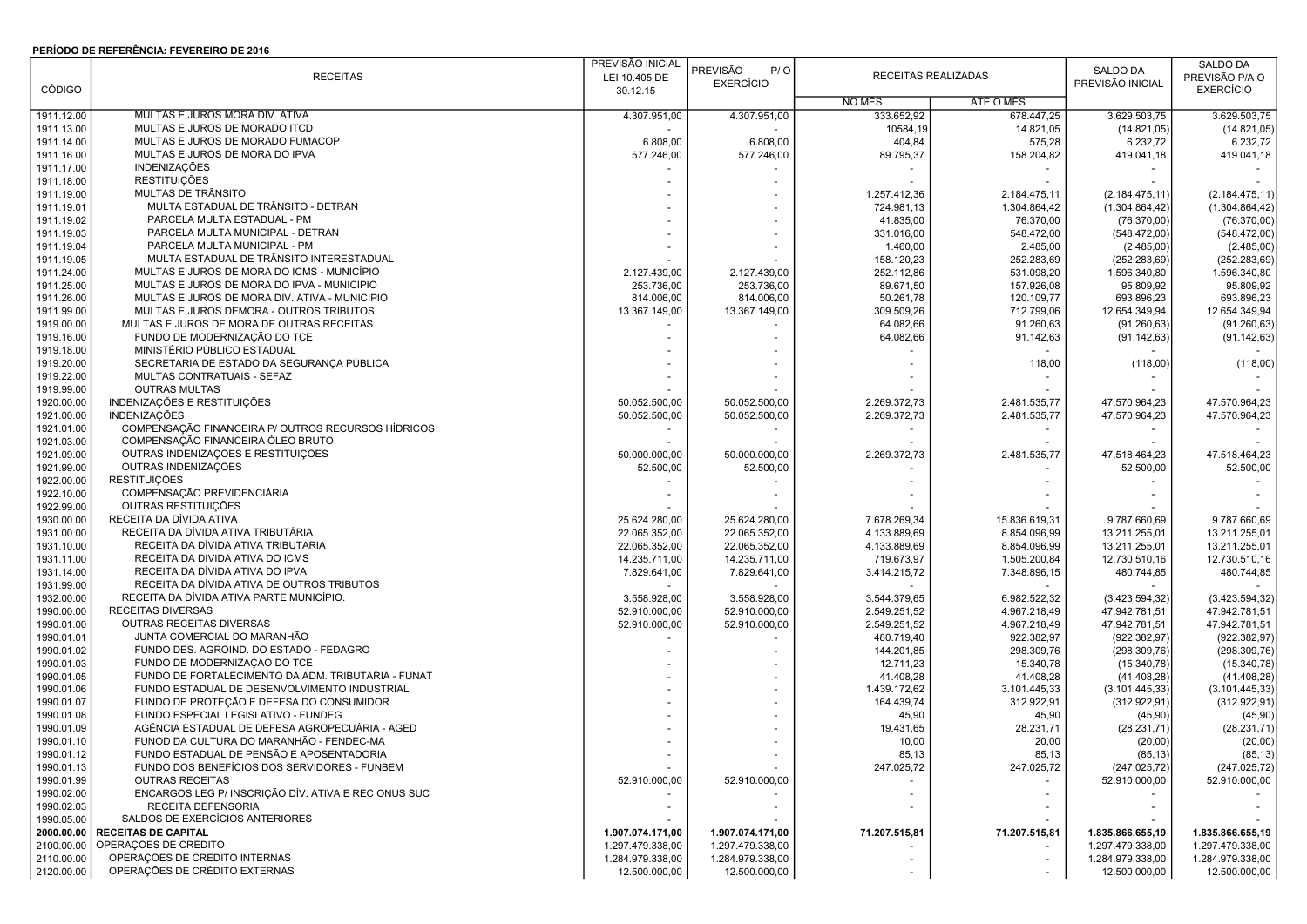**PERÍODO DE REFERÊNCIA: FEVEREIRO DE 2016**

| CÓDIGO | RECEITAS | PREVISÃO INICIAL LEI 10.405 DE 30.12.15 | PREVISÃO P/ O EXERCÍCIO | RECEITAS REALIZADAS | | SALDO DA PREVISÃO INICIAL | SALDO DA PREVISÃO P/A O EXERCÍCIO |
|---|---|---|---|---|---|---|---|
| | | | | NO MÊS | ATÉ O MÊS | | |
| 1911.12.00 | MULTAS E JUROS MORA DIV. ATIVA | 4.307.951,00 | 4.307.951,00 | 333.652,92 | 678.447,25 | 3.629.503,75 | 3.629.503,75 |
| 1911.13.00 | MULTAS E JUROS DE MORADO ITCD | - | - | 10584,19 | 14.821,05 | (14.821,05) | (14.821,05) |
| 1911.14.00 | MULTAS E JUROS DE MORADO FUMACOP | 6.808,00 | 6.808,00 | 404,84 | 575,28 | 6.232,72 | 6.232,72 |
| 1911.16.00 | MULTAS E JUROS DE MORA DO IPVA | 577.246,00 | 577.246,00 | 89.795,37 | 158.204,82 | 419.041,18 | 419.041,18 |
| 1911.17.00 | INDENIZAÇÕES | - | - | - | - | - | - |
| 1911.18.00 | RESTITUIÇÕES | - | - | - | - | - | - |
| 1911.19.00 | MULTAS DE TRÂNSITO | - | - | 1.257.412,36 | 2.184.475,11 | (2.184.475,11) | (2.184.475,11) |
| 1911.19.01 | MULTA ESTADUAL DE TRÂNSITO - DETRAN | - | - | 724.981,13 | 1.304.864,42 | (1.304.864,42) | (1.304.864,42) |
| 1911.19.02 | PARCELA MULTA ESTADUAL - PM | - | - | 41.835,00 | 76.370,00 | (76.370,00) | (76.370,00) |
| 1911.19.03 | PARCELA MULTA MUNICIPAL - DETRAN | - | - | 331.016,00 | 548.472,00 | (548.472,00) | (548.472,00) |
| 1911.19.04 | PARCELA MULTA MUNICIPAL - PM | - | - | 1.460,00 | 2.485,00 | (2.485,00) | (2.485,00) |
| 1911.19.05 | MULTA ESTADUAL DE TRÂNSITO INTERESTADUAL | - | - | 158.120,23 | 252.283,69 | (252.283,69) | (252.283,69) |
| 1911.24.00 | MULTAS E JUROS DE MORA DO ICMS - MUNICÍPIO | 2.127.439,00 | 2.127.439,00 | 252.112,86 | 531.098,20 | 1.596.340,80 | 1.596.340,80 |
| 1911.25.00 | MULTAS E JUROS DE MORA DO IPVA - MUNICÍPIO | 253.736,00 | 253.736,00 | 89.671,50 | 157.926,08 | 95.809,92 | 95.809,92 |
| 1911.26.00 | MULTAS E JUROS DE MORA DIV. ATIVA - MUNICÍPIO | 814.006,00 | 814.006,00 | 50.261,78 | 120.109,77 | 693.896,23 | 693.896,23 |
| 1911.99.00 | MULTAS E JUROS DEMORA - OUTROS TRIBUTOS | 13.367.149,00 | 13.367.149,00 | 309.509,26 | 712.799,06 | 12.654.349,94 | 12.654.349,94 |
| 1919.00.00 | MULTAS E JUROS DE MORA DE OUTRAS RECEITAS | - | - | 64.082,66 | 91.260,63 | (91.260,63) | (91.260,63) |
| 1919.16.00 | FUNDO DE MODERNIZAÇÃO DO TCE | - | - | 64.082,66 | 91.142,63 | (91.142,63) | (91.142,63) |
| 1919.18.00 | MINISTÉRIO PÚBLICO ESTADUAL | - | - | - | - | - | - |
| 1919.20.00 | SECRETARIA DE ESTADO DA SEGURANÇA PÚBLICA | - | - | - | 118,00 | (118,00) | (118,00) |
| 1919.22.00 | MULTAS CONTRATUAIS - SEFAZ | - | - | - | - | - | - |
| 1919.99.00 | OUTRAS MULTAS | - | - | - | - | - | - |
| 1920.00.00 | INDENIZAÇÕES E RESTITUIÇÕES | 50.052.500,00 | 50.052.500,00 | 2.269.372,73 | 2.481.535,77 | 47.570.964,23 | 47.570.964,23 |
| 1921.00.00 | INDENIZAÇÕES | 50.052.500,00 | 50.052.500,00 | 2.269.372,73 | 2.481.535,77 | 47.570.964,23 | 47.570.964,23 |
| 1921.01.00 | COMPENSAÇÃO FINANCEIRA P/ OUTROS RECURSOS HÍDRICOS | - | - | - | - | - | - |
| 1921.03.00 | COMPENSAÇÃO FINANCEIRA ÓLEO BRUTO | - | - | - | - | - | - |
| 1921.09.00 | OUTRAS INDENIZAÇÕES E RESTITUIÇÕES | 50.000.000,00 | 50.000.000,00 | 2.269.372,73 | 2.481.535,77 | 47.518.464,23 | 47.518.464,23 |
| 1921.99.00 | OUTRAS INDENIZAÇÕES | 52.500,00 | 52.500,00 | - | - | 52.500,00 | 52.500,00 |
| 1922.00.00 | RESTITUIÇÕES | - | - | - | - | - | - |
| 1922.10.00 | COMPENSAÇÃO PREVIDENCIÁRIA | - | - | - | - | - | - |
| 1922.99.00 | OUTRAS RESTITUIÇÕES | - | - | - | - | - | - |
| 1930.00.00 | RECEITA DA DÍVIDA ATIVA | 25.624.280,00 | 25.624.280,00 | 7.678.269,34 | 15.836.619,31 | 9.787.660,69 | 9.787.660,69 |
| 1931.00.00 | RECEITA DA DÍVIDA ATIVA TRIBUTÁRIA | 22.065.352,00 | 22.065.352,00 | 4.133.889,69 | 8.854.096,99 | 13.211.255,01 | 13.211.255,01 |
| 1931.10.00 | RECEITA DA DÍVIDA ATIVA TRIBUTARIA | 22.065.352,00 | 22.065.352,00 | 4.133.889,69 | 8.854.096,99 | 13.211.255,01 | 13.211.255,01 |
| 1931.11.00 | RECEITA DA DIVIDA ATIVA DO ICMS | 14.235.711,00 | 14.235.711,00 | 719.673,97 | 1.505.200,84 | 12.730.510,16 | 12.730.510,16 |
| 1931.14.00 | RECEITA DA DÍVIDA ATIVA DO IPVA | 7.829.641,00 | 7.829.641,00 | 3.414.215,72 | 7.348.896,15 | 480.744,85 | 480.744,85 |
| 1931.99.00 | RECEITA DA DÍVIDA ATIVA DE OUTROS TRIBUTOS | - | - | - | - | - | - |
| 1932.00.00 | RECEITA DA DÍVIDA ATIVA PARTE MUNICÍPIO. | 3.558.928,00 | 3.558.928,00 | 3.544.379,65 | 6.982.522,32 | (3.423.594,32) | (3.423.594,32) |
| 1990.00.00 | RECEITAS DIVERSAS | 52.910.000,00 | 52.910.000,00 | 2.549.251,52 | 4.967.218,49 | 47.942.781,51 | 47.942.781,51 |
| 1990.01.00 | OUTRAS RECEITAS DIVERSAS | 52.910.000,00 | 52.910.000,00 | 2.549.251,52 | 4.967.218,49 | 47.942.781,51 | 47.942.781,51 |
| 1990.01.01 | JUNTA COMERCIAL DO MARANHÃO | - | - | 480.719,40 | 922.382,97 | (922.382,97) | (922.382,97) |
| 1990.01.02 | FUNDO DES. AGROIND. DO ESTADO - FEDAGRO | - | - | 144.201,85 | 298.309,76 | (298.309,76) | (298.309,76) |
| 1990.01.03 | FUNDO DE MODERNIZAÇÃO DO TCE | - | - | 12.711,23 | 15.340,78 | (15.340,78) | (15.340,78) |
| 1990.01.05 | FUNDO DE FORTALECIMENTO DA ADM. TRIBUTÁRIA - FUNAT | - | - | 41.408,28 | 41.408,28 | (41.408,28) | (41.408,28) |
| 1990.01.06 | FUNDO ESTADUAL DE DESENVOLVIMENTO INDUSTRIAL | - | - | 1.439.172,62 | 3.101.445,33 | (3.101.445,33) | (3.101.445,33) |
| 1990.01.07 | FUNDO DE PROTEÇÃO E DEFESA DO CONSUMIDOR | - | - | 164.439,74 | 312.922,91 | (312.922,91) | (312.922,91) |
| 1990.01.08 | FUNDO ESPECIAL LEGISLATIVO - FUNDEG | - | - | 45,90 | 45,90 | (45,90) | (45,90) |
| 1990.01.09 | AGÊNCIA ESTADUAL DE DEFESA AGROPECUÁRIA - AGED | - | - | 19.431,65 | 28.231,71 | (28.231,71) | (28.231,71) |
| 1990.01.10 | FUNOD DA CULTURA DO MARANHÃO - FENDEC-MA | - | - | 10,00 | 20,00 | (20,00) | (20,00) |
| 1990.01.12 | FUNDO ESTADUAL DE PENSÃO E APOSENTADORIA | - | - | 85,13 | 85,13 | (85,13) | (85,13) |
| 1990.01.13 | FUNDO DOS BENEFÍCIOS DOS SERVIDORES - FUNBEM | - | - | 247.025,72 | 247.025,72 | (247.025,72) | (247.025,72) |
| 1990.01.99 | OUTRAS RECEITAS | 52.910.000,00 | 52.910.000,00 | - | - | 52.910.000,00 | 52.910.000,00 |
| 1990.02.00 | ENCARGOS LEG P/ INSCRIÇÃO DÍV. ATIVA E REC ONUS SUC | - | - | - | - | - | - |
| 1990.02.03 | RECEITA DEFENSORIA | - | - | - | - | - | - |
| 1990.05.00 | SALDOS DE EXERCÍCIOS ANTERIORES | - | - | - | - | - | - |
| **2000.00.00** | **RECEITAS DE CAPITAL** | **1.907.074.171,00** | **1.907.074.171,00** | **71.207.515,81** | **71.207.515,81** | **1.835.866.655,19** | **1.835.866.655,19** |
| 2100.00.00 | OPERAÇÕES DE CRÉDITO | 1.297.479.338,00 | 1.297.479.338,00 | - | - | 1.297.479.338,00 | 1.297.479.338,00 |
| 2110.00.00 | OPERAÇÕES DE CRÉDITO INTERNAS | 1.284.979.338,00 | 1.284.979.338,00 | - | - | 1.284.979.338,00 | 1.284.979.338,00 |
| 2120.00.00 | OPERAÇÕES DE CRÉDITO EXTERNAS | 12.500.000,00 | 12.500.000,00 | - | - | 12.500.000,00 | 12.500.000,00 |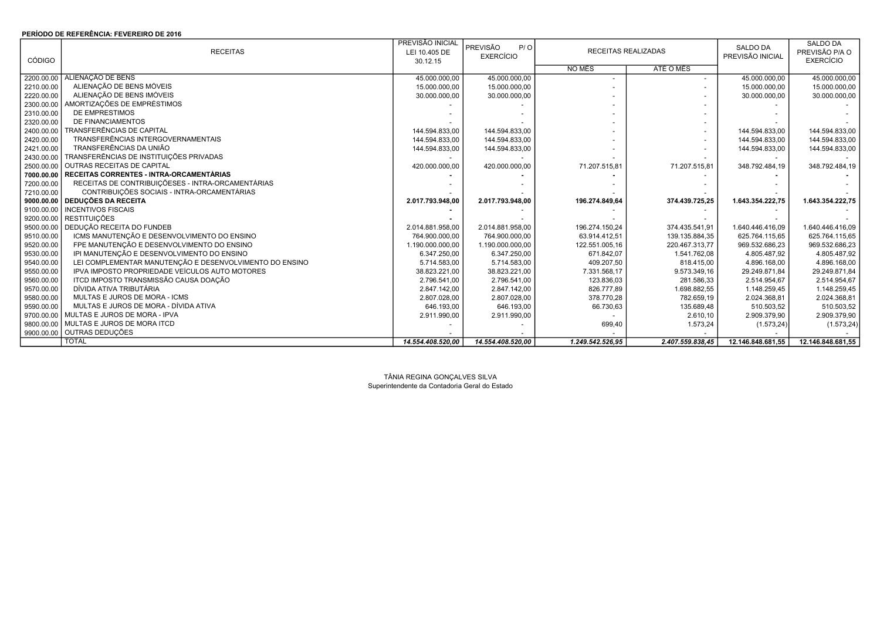**PERÍODO DE REFERÊNCIA: FEVEREIRO DE 2016**

| CÓDIGO | RECEITAS | PREVISÃO INICIAL LEI 10.405 DE 30.12.15 | PREVISÃO P/O EXERCÍCIO | RECEITAS REALIZADAS | | SALDO DA PREVISÃO INICIAL | SALDO DA PREVISÃO P/A O EXERCÍCIO |
|---|---|---|---|---|---|---|---|
| | | | | NO MÊS | ATÉ O MÊS | | |
| 2200.00.00 | ALIENAÇÃO DE BENS | 45.000.000,00 | 45.000.000,00 | - | - | 45.000.000,00 | 45.000.000,00 |
| 2210.00.00 | ALIENAÇÃO DE BENS MÓVEIS | 15.000.000,00 | 15.000.000,00 | - | - | 15.000.000,00 | 15.000.000,00 |
| 2220.00.00 | ALIENAÇÃO DE BENS IMÓVEIS | 30.000.000,00 | 30.000.000,00 | - | - | 30.000.000,00 | 30.000.000,00 |
| 2300.00.00 | AMORTIZAÇÕES DE EMPRÉSTIMOS | - | - | - | - | - | - |
| 2310.00.00 | DE EMPRESTIMOS | - | - | - | - | - | - |
| 2320.00.00 | DE FINANCIAMENTOS | - | - | - | - | - | - |
| 2400.00.00 | TRANSFERÊNCIAS DE CAPITAL | 144.594.833,00 | 144.594.833,00 | - | - | 144.594.833,00 | 144.594.833,00 |
| 2420.00.00 | TRANSFERÊNCIAS INTERGOVERNAMENTAIS | 144.594.833,00 | 144.594.833,00 | - | - | 144.594.833,00 | 144.594.833,00 |
| 2421.00.00 | TRANSFERÊNCIAS DA UNIÃO | 144.594.833,00 | 144.594.833,00 | - | - | 144.594.833,00 | 144.594.833,00 |
| 2430.00.00 | TRANSFERÊNCIAS DE INSTITUIÇÕES PRIVADAS | - | - | - | - | - | - |
| 2500.00.00 | OUTRAS RECEITAS DE CAPITAL | 420.000.000,00 | 420.000.000,00 | 71.207.515,81 | 71.207.515,81 | 348.792.484,19 | 348.792.484,19 |
| **7000.00.00** | **RECEITAS CORRENTES - INTRA-ORCAMENTÁRIAS** | **-** | **-** | **-** | - | **-** | **-** |
| 7200.00.00 | RECEITAS DE CONTRIBUIÇÕESES - INTRA-ORCAMENTÁRIAS | - | - | - | - | - | - |
| 7210.00.00 | CONTRIBUIÇÕES SOCIAIS - INTRA-ORCAMENTÁRIAS | - | - | - | - | - | - |
| **9000.00.00** | **DEDUÇÕES DA RECEITA** | **2.017.793.948,00** | **2.017.793.948,00** | **196.274.849,64** | **374.439.725,25** | **1.643.354.222,75** | **1.643.354.222,75** |
| 9100.00.00 | INCENTIVOS FISCAIS | **-** | - | - | - | - | - |
| 9200.00.00 | RESTITUIÇÕES | **-** | - | - | - | - | - |
| 9500.00.00 | DEDUÇÃO RECEITA DO FUNDEB | 2.014.881.958,00 | 2.014.881.958,00 | 196.274.150,24 | 374.435.541,91 | 1.640.446.416,09 | 1.640.446.416,09 |
| 9510.00.00 | ICMS MANUTENÇÃO E DESENVOLVIMENTO DO ENSINO | 764.900.000,00 | 764.900.000,00 | 63.914.412,51 | 139.135.884,35 | 625.764.115,65 | 625.764.115,65 |
| 9520.00.00 | FPE MANUTENÇÃO E DESENVOLVIMENTO DO ENSINO | 1.190.000.000,00 | 1.190.000.000,00 | 122.551.005,16 | 220.467.313,77 | 969.532.686,23 | 969.532.686,23 |
| 9530.00.00 | IPI MANUTENÇÃO E DESENVOLVIMENTO DO ENSINO | 6.347.250,00 | 6.347.250,00 | 671.842,07 | 1.541.762,08 | 4.805.487,92 | 4.805.487,92 |
| 9540.00.00 | LEI COMPLEMENTAR MANUTENÇÃO E DESENVOLVIMENTO DO ENSINO | 5.714.583,00 | 5.714.583,00 | 409.207,50 | 818.415,00 | 4.896.168,00 | 4.896.168,00 |
| 9550.00.00 | IPVA IMPOSTO PROPRIEDADE VEÍCULOS AUTO MOTORES | 38.823.221,00 | 38.823.221,00 | 7.331.568,17 | 9.573.349,16 | 29.249.871,84 | 29.249.871,84 |
| 9560.00.00 | ITCD IMPOSTO TRANSMISSÃO CAUSA DOAÇÃO | 2.796.541,00 | 2.796.541,00 | 123.836,03 | 281.586,33 | 2.514.954,67 | 2.514.954,67 |
| 9570.00.00 | DÍVIDA ATIVA TRIBUTÁRIA | 2.847.142,00 | 2.847.142,00 | 826.777,89 | 1.698.882,55 | 1.148.259,45 | 1.148.259,45 |
| 9580.00.00 | MULTAS E JUROS DE MORA - ICMS | 2.807.028,00 | 2.807.028,00 | 378.770,28 | 782.659,19 | 2.024.368,81 | 2.024.368,81 |
| 9590.00.00 | MULTAS E JUROS DE MORA - DÍVIDA ATIVA | 646.193,00 | 646.193,00 | 66.730,63 | 135.689,48 | 510.503,52 | 510.503,52 |
| 9700.00.00 | MULTAS E JUROS DE MORA - IPVA | 2.911.990,00 | 2.911.990,00 | - | 2.610,10 | 2.909.379,90 | 2.909.379,90 |
| 9800.00.00 | MULTAS E JUROS DE MORA ITCD | - | - | 699,40 | 1.573,24 | (1.573,24) | (1.573,24) |
| 9900.00.00 | OUTRAS DEDUÇÕES | - | - | - | - | - | - |
| | TOTAL | ***14.554.408.520,00*** | ***14.554.408.520,00*** | ***1.249.542.526,95*** | ***2.407.559.838,45*** | **12.146.848.681,55** | **12.146.848.681,55** |

TÂNIA REGINA GONÇALVES SILVA
Superintendente da Contadoria Geral do Estado